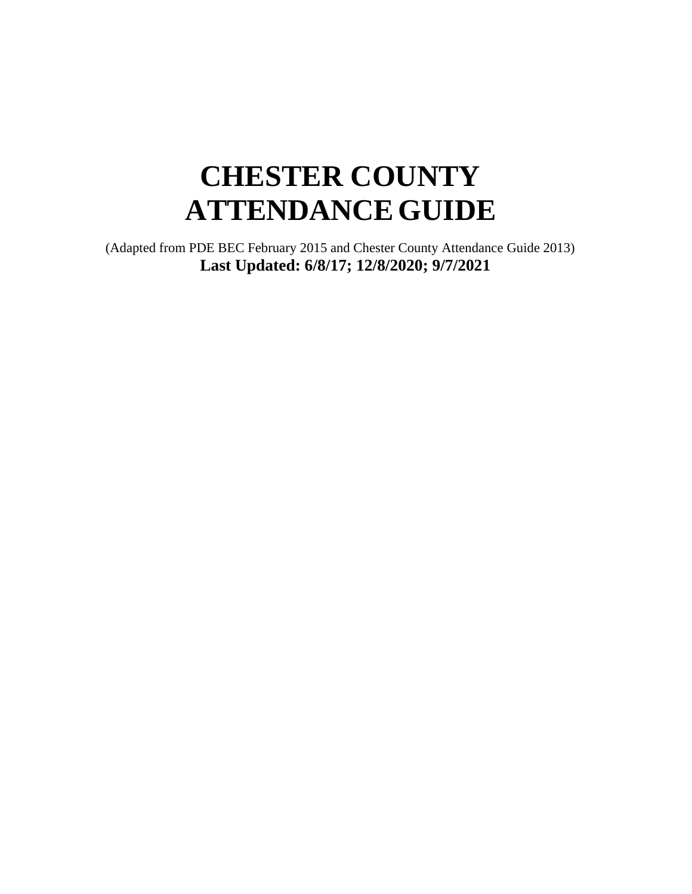# CHESTER COUNTY ATTENDANCE GUIDE

(Adapted from PDE BEC February 2015 and Chester County Attendance Guide 2013)

**Last Updated: 6/8/17; 12/8/2020; 9/7/2021**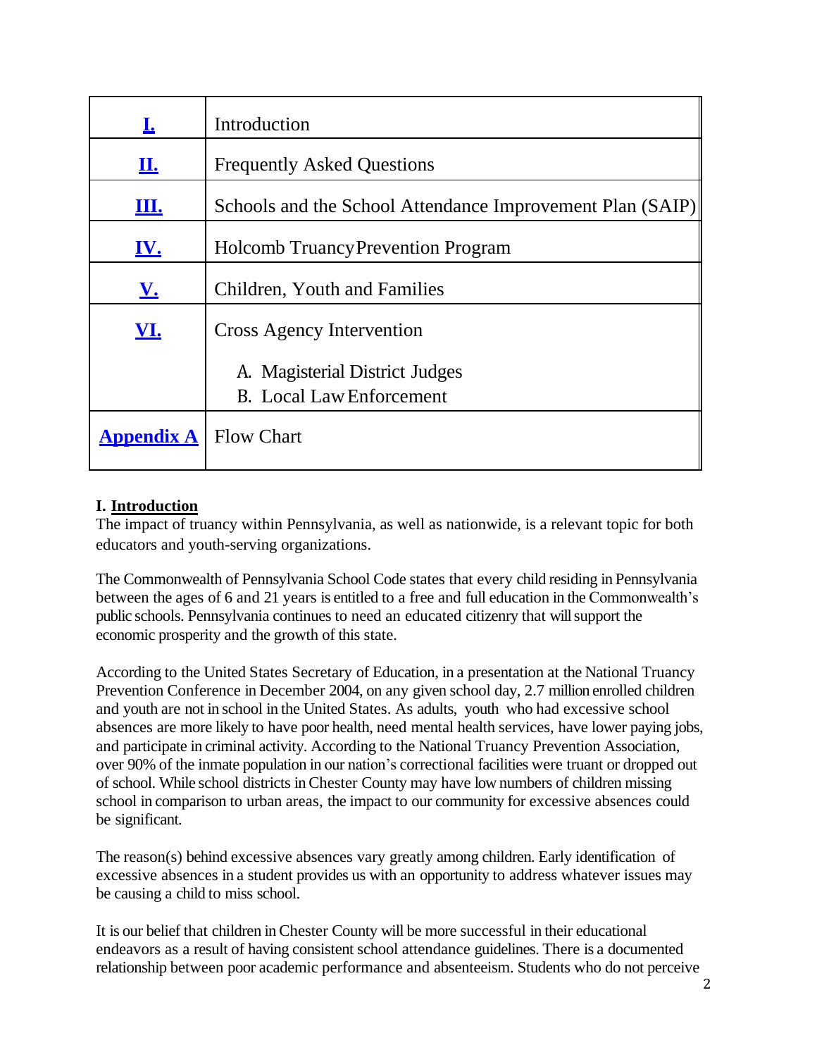| | |
|---|---|
| **I.** | Introduction |
| **II.** | Frequently Asked Questions |
| **III.** | Schools and the School Attendance Improvement Plan (SAIP) |
| **IV.** | Holcomb Truancy Prevention Program |
| **V.** | Children, Youth and Families |
| **VI.** | Cross Agency Intervention<br>A. Magisterial District Judges<br>B. Local Law Enforcement |
| **Appendix A** | Flow Chart |

## I. Introduction

The impact of truancy within Pennsylvania, as well as nationwide, is a relevant topic for both educators and youth-serving organizations.

The Commonwealth of Pennsylvania School Code states that every child residing in Pennsylvania between the ages of 6 and 21 years is entitled to a free and full education in the Commonwealth's public schools. Pennsylvania continues to need an educated citizenry that will support the economic prosperity and the growth of this state.

According to the United States Secretary of Education, in a presentation at the National Truancy Prevention Conference in December 2004, on any given school day, 2.7 million enrolled children and youth are not in school in the United States. As adults, youth who had excessive school absences are more likely to have poor health, need mental health services, have lower paying jobs, and participate in criminal activity. According to the National Truancy Prevention Association, over 90% of the inmate population in our nation's correctional facilities were truant or dropped out of school. While school districts in Chester County may have low numbers of children missing school in comparison to urban areas, the impact to our community for excessive absences could be significant.

The reason(s) behind excessive absences vary greatly among children. Early identification of excessive absences in a student provides us with an opportunity to address whatever issues may be causing a child to miss school.

It is our belief that children in Chester County will be more successful in their educational endeavors as a result of having consistent school attendance guidelines. There is a documented relationship between poor academic performance and absenteeism. Students who do not perceive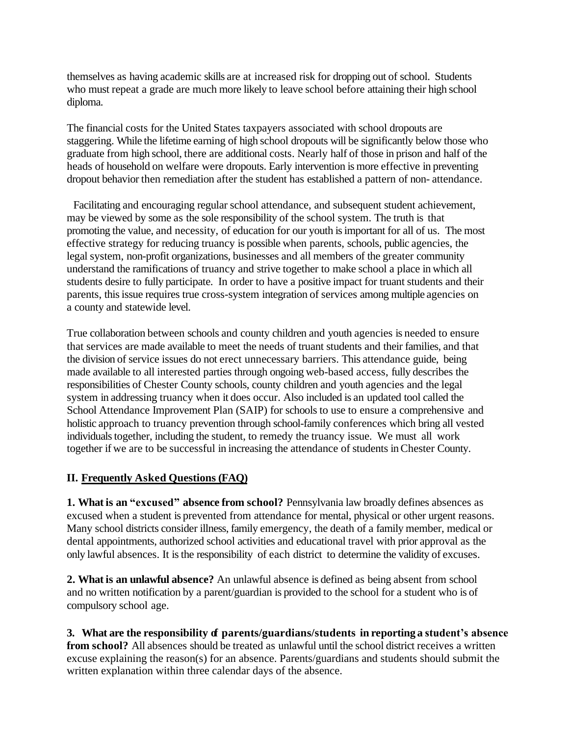themselves as having academic skills are at increased risk for dropping out of school. Students who must repeat a grade are much more likely to leave school before attaining their high school diploma.

The financial costs for the United States taxpayers associated with school dropouts are staggering. While the lifetime earning of high school dropouts will be significantly below those who graduate from high school, there are additional costs. Nearly half of those in prison and half of the heads of household on welfare were dropouts. Early intervention is more effective in preventing dropout behavior then remediation after the student has established a pattern of non- attendance.

Facilitating and encouraging regular school attendance, and subsequent student achievement, may be viewed by some as the sole responsibility of the school system. The truth is that promoting the value, and necessity, of education for our youth is important for all of us. The most effective strategy for reducing truancy is possible when parents, schools, public agencies, the legal system, non-profit organizations, businesses and all members of the greater community understand the ramifications of truancy and strive together to make school a place in which all students desire to fully participate. In order to have a positive impact for truant students and their parents, this issue requires true cross-system integration of services among multiple agencies on a county and statewide level.

True collaboration between schools and county children and youth agencies is needed to ensure that services are made available to meet the needs of truant students and their families, and that the division of service issues do not erect unnecessary barriers. This attendance guide, being made available to all interested parties through ongoing web-based access, fully describes the responsibilities of Chester County schools, county children and youth agencies and the legal system in addressing truancy when it does occur. Also included is an updated tool called the School Attendance Improvement Plan (SAIP) for schools to use to ensure a comprehensive and holistic approach to truancy prevention through school-family conferences which bring all vested individuals together, including the student, to remedy the truancy issue. We must all work together if we are to be successful in increasing the attendance of students in Chester County.

## II. Frequently Asked Questions (FAQ)

**1. What is an "excused" absence from school?** Pennsylvania law broadly defines absences as excused when a student is prevented from attendance for mental, physical or other urgent reasons. Many school districts consider illness, family emergency, the death of a family member, medical or dental appointments, authorized school activities and educational travel with prior approval as the only lawful absences. It is the responsibility of each district to determine the validity of excuses.

**2. What is an unlawful absence?** An unlawful absence is defined as being absent from school and no written notification by a parent/guardian is provided to the school for a student who is of compulsory school age.

**3. What are the responsibility of parents/guardians/students in reporting a student's absence from school?** All absences should be treated as unlawful until the school district receives a written excuse explaining the reason(s) for an absence. Parents/guardians and students should submit the written explanation within three calendar days of the absence.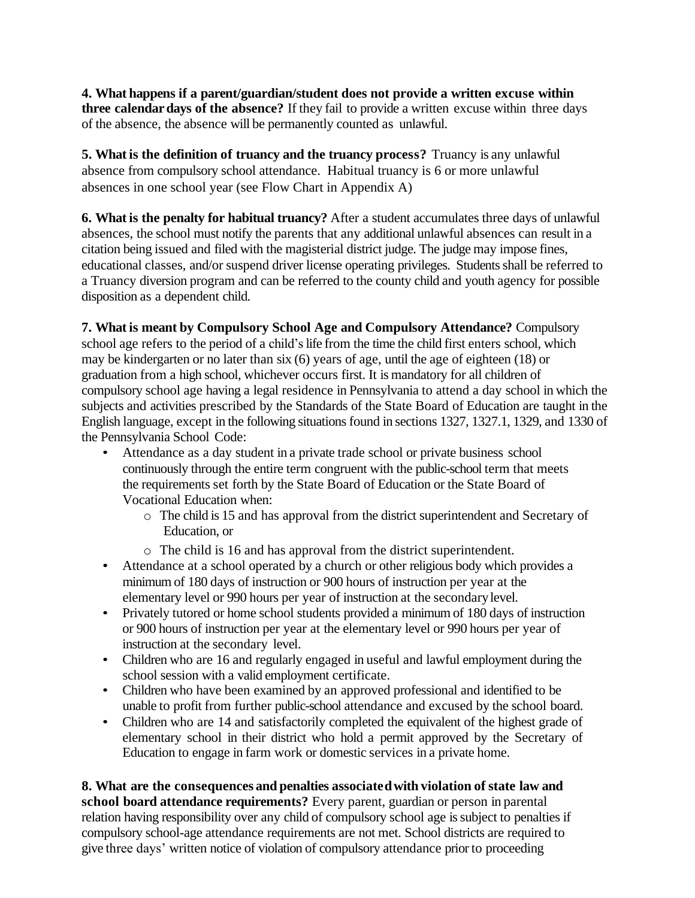**4. What happens if a parent/guardian/student does not provide a written excuse within three calendar days of the absence?** If they fail to provide a written excuse within three days of the absence, the absence will be permanently counted as unlawful.

**5. What is the definition of truancy and the truancy process?** Truancy is any unlawful absence from compulsory school attendance. Habitual truancy is 6 or more unlawful absences in one school year (see Flow Chart in Appendix A)

**6. What is the penalty for habitual truancy?** After a student accumulates three days of unlawful absences, the school must notify the parents that any additional unlawful absences can result in a citation being issued and filed with the magisterial district judge. The judge may impose fines, educational classes, and/or suspend driver license operating privileges. Students shall be referred to a Truancy diversion program and can be referred to the county child and youth agency for possible disposition as a dependent child.

**7. What is meant by Compulsory School Age and Compulsory Attendance?** Compulsory school age refers to the period of a child's life from the time the child first enters school, which may be kindergarten or no later than six (6) years of age, until the age of eighteen (18) or graduation from a high school, whichever occurs first. It is mandatory for all children of compulsory school age having a legal residence in Pennsylvania to attend a day school in which the subjects and activities prescribed by the Standards of the State Board of Education are taught in the English language, except in the following situations found in sections 1327, 1327.1, 1329, and 1330 of the Pennsylvania School Code:

- Attendance as a day student in a private trade school or private business school continuously through the entire term congruent with the public-school term that meets the requirements set forth by the State Board of Education or the State Board of Vocational Education when:
  - The child is 15 and has approval from the district superintendent and Secretary of Education, or
  - The child is 16 and has approval from the district superintendent.
- Attendance at a school operated by a church or other religious body which provides a minimum of 180 days of instruction or 900 hours of instruction per year at the elementary level or 990 hours per year of instruction at the secondary level.
- Privately tutored or home school students provided a minimum of 180 days of instruction or 900 hours of instruction per year at the elementary level or 990 hours per year of instruction at the secondary level.
- Children who are 16 and regularly engaged in useful and lawful employment during the school session with a valid employment certificate.
- Children who have been examined by an approved professional and identified to be unable to profit from further public-school attendance and excused by the school board.
- Children who are 14 and satisfactorily completed the equivalent of the highest grade of elementary school in their district who hold a permit approved by the Secretary of Education to engage in farm work or domestic services in a private home.

**8. What are the consequences and penalties associated with violation of state law and school board attendance requirements?** Every parent, guardian or person in parental relation having responsibility over any child of compulsory school age is subject to penalties if compulsory school-age attendance requirements are not met. School districts are required to give three days' written notice of violation of compulsory attendance prior to proceeding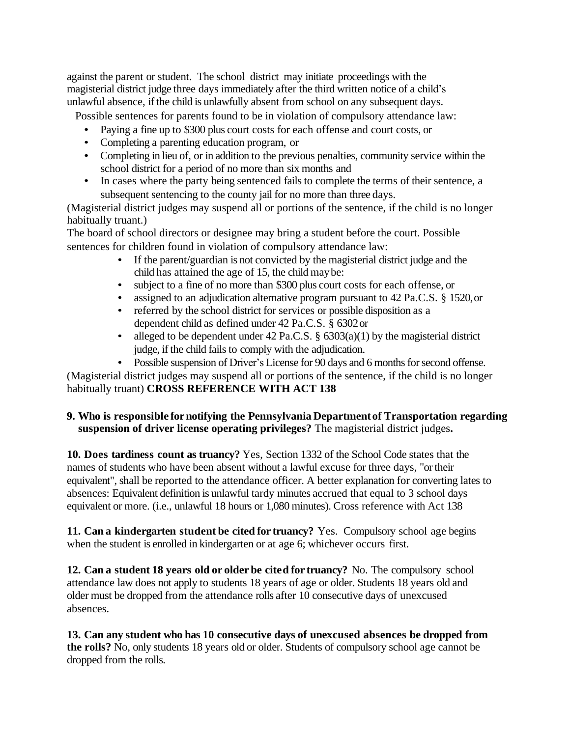against the parent or student. The school district may initiate proceedings with the magisterial district judge three days immediately after the third written notice of a child's unlawful absence, if the child is unlawfully absent from school on any subsequent days.

Possible sentences for parents found to be in violation of compulsory attendance law:

- Paying a fine up to $300 plus court costs for each offense and court costs, or
- Completing a parenting education program, or
- Completing in lieu of, or in addition to the previous penalties, community service within the school district for a period of no more than six months and
- In cases where the party being sentenced fails to complete the terms of their sentence, a subsequent sentencing to the county jail for no more than three days.

(Magisterial district judges may suspend all or portions of the sentence, if the child is no longer habitually truant.)

The board of school directors or designee may bring a student before the court. Possible sentences for children found in violation of compulsory attendance law:

- If the parent/guardian is not convicted by the magisterial district judge and the child has attained the age of 15, the child may be:
- subject to a fine of no more than $300 plus court costs for each offense, or
- assigned to an adjudication alternative program pursuant to 42 Pa.C.S. § 1520, or
- referred by the school district for services or possible disposition as a dependent child as defined under 42 Pa.C.S. § 6302 or
- alleged to be dependent under 42 Pa.C.S. § 6303(a)(1) by the magisterial district judge, if the child fails to comply with the adjudication.
- Possible suspension of Driver's License for 90 days and 6 months for second offense.

(Magisterial district judges may suspend all or portions of the sentence, if the child is no longer habitually truant) **CROSS REFERENCE WITH ACT 138**

**9. Who is responsible for notifying the Pennsylvania Department of Transportation regarding suspension of driver license operating privileges?** The magisterial district judges**.**

**10. Does tardiness count as truancy?** Yes, Section 1332 of the School Code states that the names of students who have been absent without a lawful excuse for three days, "or their equivalent", shall be reported to the attendance officer. A better explanation for converting lates to absences: Equivalent definition is unlawful tardy minutes accrued that equal to 3 school days equivalent or more. (i.e., unlawful 18 hours or 1,080 minutes). Cross reference with Act 138

**11. Can a kindergarten student be cited for truancy?** Yes. Compulsory school age begins when the student is enrolled in kindergarten or at age 6; whichever occurs first.

**12. Can a student 18 years old or older be cited for truancy?** No. The compulsory school attendance law does not apply to students 18 years of age or older. Students 18 years old and older must be dropped from the attendance rolls after 10 consecutive days of unexcused absences.

**13. Can any student who has 10 consecutive days of unexcused absences be dropped from the rolls?** No, only students 18 years old or older. Students of compulsory school age cannot be dropped from the rolls.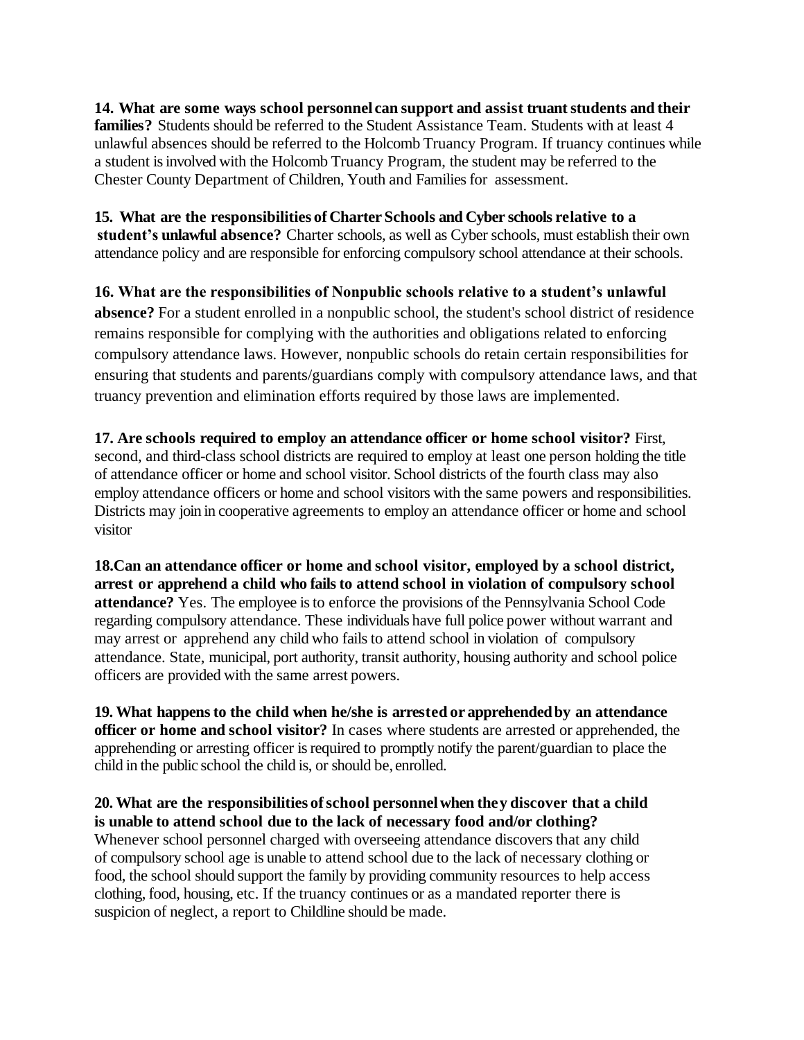**14. What are some ways school personnel can support and assist truant students and their families?** Students should be referred to the Student Assistance Team. Students with at least 4 unlawful absences should be referred to the Holcomb Truancy Program. If truancy continues while a student is involved with the Holcomb Truancy Program, the student may be referred to the Chester County Department of Children, Youth and Families for assessment.

**15. What are the responsibilities of Charter Schools and Cyber schools relative to a student's unlawful absence?** Charter schools, as well as Cyber schools, must establish their own attendance policy and are responsible for enforcing compulsory school attendance at their schools.

**16. What are the responsibilities of Nonpublic schools relative to a student's unlawful absence?** For a student enrolled in a nonpublic school, the student's school district of residence remains responsible for complying with the authorities and obligations related to enforcing compulsory attendance laws. However, nonpublic schools do retain certain responsibilities for ensuring that students and parents/guardians comply with compulsory attendance laws, and that truancy prevention and elimination efforts required by those laws are implemented.

**17. Are schools required to employ an attendance officer or home school visitor?** First, second, and third-class school districts are required to employ at least one person holding the title of attendance officer or home and school visitor. School districts of the fourth class may also employ attendance officers or home and school visitors with the same powers and responsibilities. Districts may join in cooperative agreements to employ an attendance officer or home and school visitor

**18.Can an attendance officer or home and school visitor, employed by a school district, arrest or apprehend a child who fails to attend school in violation of compulsory school attendance?** Yes. The employee is to enforce the provisions of the Pennsylvania School Code regarding compulsory attendance. These individuals have full police power without warrant and may arrest or apprehend any child who fails to attend school in violation of compulsory attendance. State, municipal, port authority, transit authority, housing authority and school police officers are provided with the same arrest powers.

**19. What happens to the child when he/she is arrested or apprehended by an attendance officer or home and school visitor?** In cases where students are arrested or apprehended, the apprehending or arresting officer is required to promptly notify the parent/guardian to place the child in the public school the child is, or should be, enrolled.

**20. What are the responsibilities of school personnel when they discover that a child is unable to attend school due to the lack of necessary food and/or clothing?** Whenever school personnel charged with overseeing attendance discovers that any child of compulsory school age is unable to attend school due to the lack of necessary clothing or food, the school should support the family by providing community resources to help access clothing, food, housing, etc. If the truancy continues or as a mandated reporter there is suspicion of neglect, a report to Childline should be made.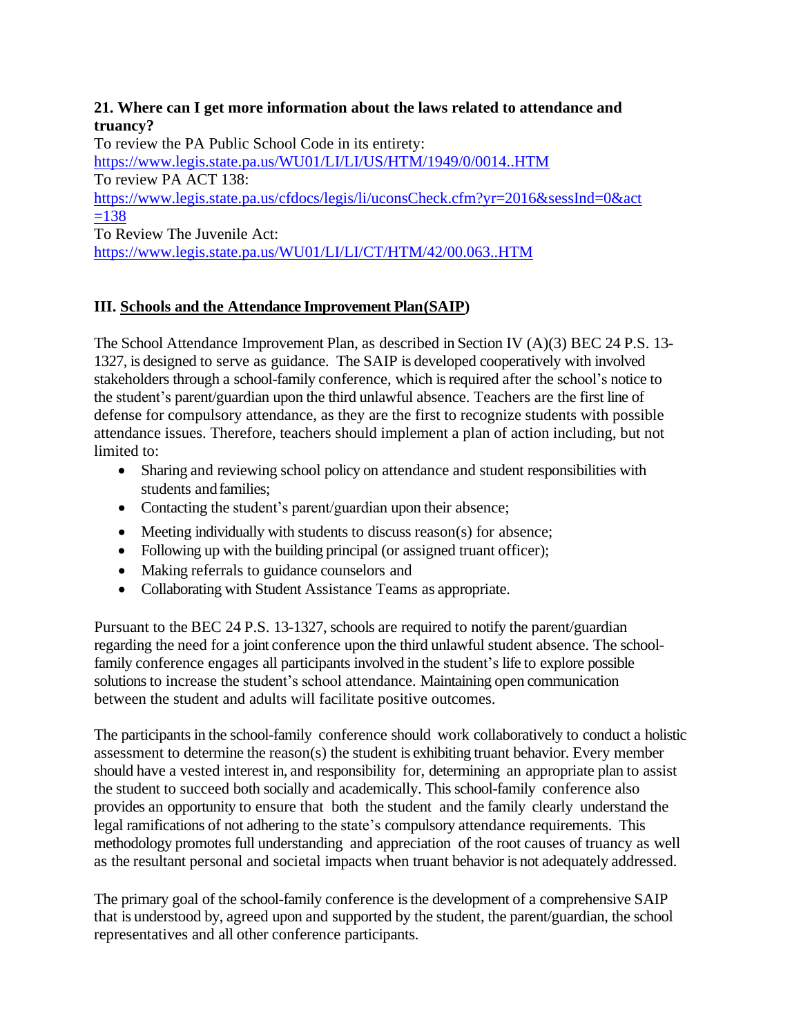**21. Where can I get more information about the laws related to attendance and truancy?**

To review the PA Public School Code in its entirety:
https://www.legis.state.pa.us/WU01/LI/LI/US/HTM/1949/0/0014..HTM

To review PA ACT 138:
https://www.legis.state.pa.us/cfdocs/legis/li/uconsCheck.cfm?yr=2016&sessInd=0&act=138

To Review The Juvenile Act:
https://www.legis.state.pa.us/WU01/LI/LI/CT/HTM/42/00.063..HTM

## III. Schools and the Attendance Improvement Plan(SAIP)

The School Attendance Improvement Plan, as described in Section IV (A)(3) BEC 24 P.S. 13-1327, is designed to serve as guidance. The SAIP is developed cooperatively with involved stakeholders through a school-family conference, which is required after the school's notice to the student's parent/guardian upon the third unlawful absence. Teachers are the first line of defense for compulsory attendance, as they are the first to recognize students with possible attendance issues. Therefore, teachers should implement a plan of action including, but not limited to:

- Sharing and reviewing school policy on attendance and student responsibilities with students and families;
- Contacting the student's parent/guardian upon their absence;
- Meeting individually with students to discuss reason(s) for absence;
- Following up with the building principal (or assigned truant officer);
- Making referrals to guidance counselors and
- Collaborating with Student Assistance Teams as appropriate.

Pursuant to the BEC 24 P.S. 13-1327, schools are required to notify the parent/guardian regarding the need for a joint conference upon the third unlawful student absence. The school-family conference engages all participants involved in the student's life to explore possible solutions to increase the student's school attendance. Maintaining open communication between the student and adults will facilitate positive outcomes.

The participants in the school-family conference should work collaboratively to conduct a holistic assessment to determine the reason(s) the student is exhibiting truant behavior. Every member should have a vested interest in, and responsibility for, determining an appropriate plan to assist the student to succeed both socially and academically. This school-family conference also provides an opportunity to ensure that both the student and the family clearly understand the legal ramifications of not adhering to the state's compulsory attendance requirements. This methodology promotes full understanding and appreciation of the root causes of truancy as well as the resultant personal and societal impacts when truant behavior is not adequately addressed.

The primary goal of the school-family conference is the development of a comprehensive SAIP that is understood by, agreed upon and supported by the student, the parent/guardian, the school representatives and all other conference participants.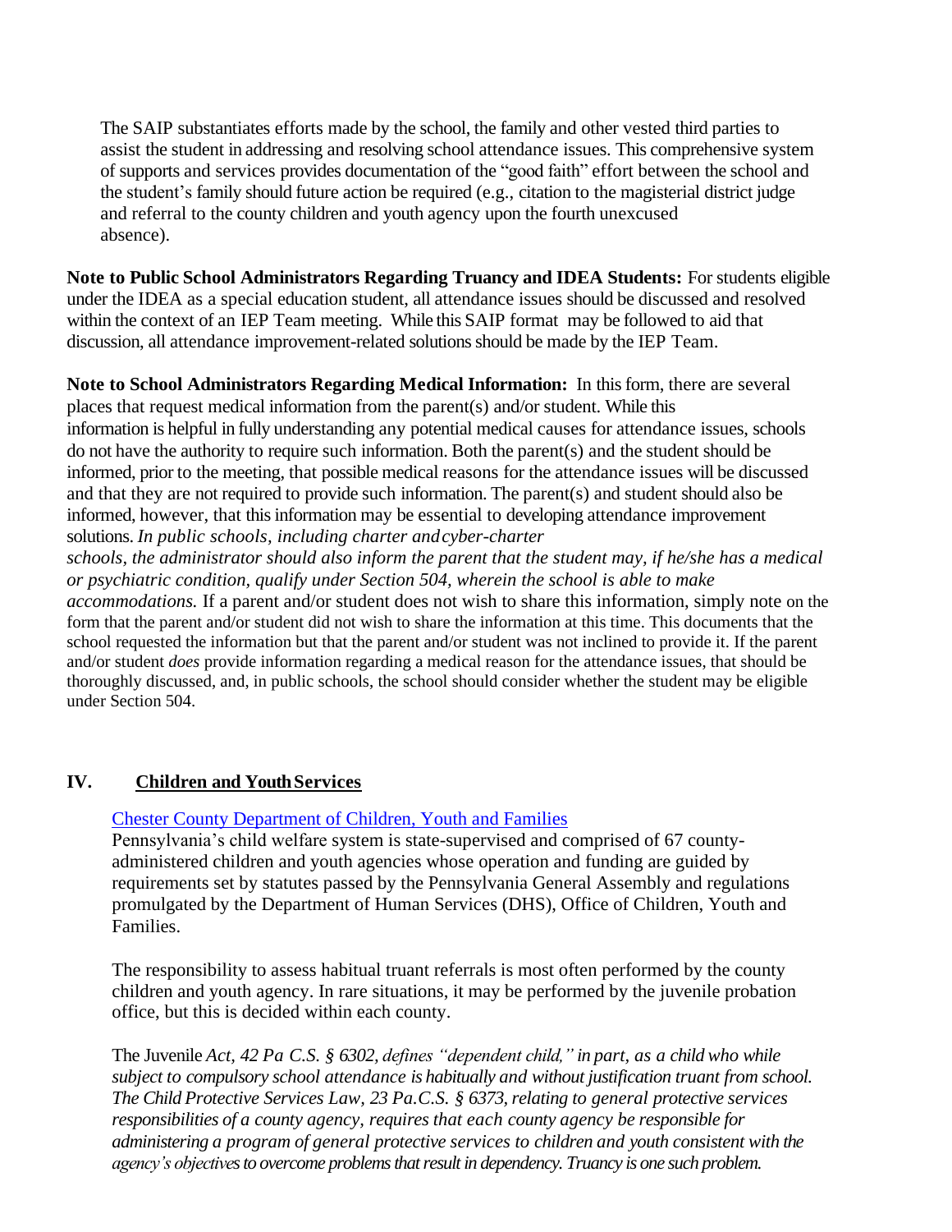The SAIP substantiates efforts made by the school, the family and other vested third parties to assist the student in addressing and resolving school attendance issues. This comprehensive system of supports and services provides documentation of the "good faith" effort between the school and the student's family should future action be required (e.g., citation to the magisterial district judge and referral to the county children and youth agency upon the fourth unexcused absence).

**Note to Public School Administrators Regarding Truancy and IDEA Students:** For students eligible under the IDEA as a special education student, all attendance issues should be discussed and resolved within the context of an IEP Team meeting. While this SAIP format may be followed to aid that discussion, all attendance improvement-related solutions should be made by the IEP Team.

**Note to School Administrators Regarding Medical Information:** In this form, there are several places that request medical information from the parent(s) and/or student. While this information is helpful in fully understanding any potential medical causes for attendance issues, schools do not have the authority to require such information. Both the parent(s) and the student should be informed, prior to the meeting, that possible medical reasons for the attendance issues will be discussed and that they are not required to provide such information. The parent(s) and student should also be informed, however, that this information may be essential to developing attendance improvement solutions. *In public schools, including charter and cyber-charter schools, the administrator should also inform the parent that the student may, if he/she has a medical or psychiatric condition, qualify under Section 504, wherein the school is able to make accommodations.* If a parent and/or student does not wish to share this information, simply note on the form that the parent and/or student did not wish to share the information at this time. This documents that the school requested the information but that the parent and/or student was not inclined to provide it. If the parent and/or student *does* provide information regarding a medical reason for the attendance issues, that should be thoroughly discussed, and, in public schools, the school should consider whether the student may be eligible under Section 504.

## IV. Children and Youth Services

Chester County Department of Children, Youth and Families

Pennsylvania's child welfare system is state-supervised and comprised of 67 county-administered children and youth agencies whose operation and funding are guided by requirements set by statutes passed by the Pennsylvania General Assembly and regulations promulgated by the Department of Human Services (DHS), Office of Children, Youth and Families.

The responsibility to assess habitual truant referrals is most often performed by the county children and youth agency. In rare situations, it may be performed by the juvenile probation office, but this is decided within each county.

The Juvenile *Act, 42 Pa C.S. § 6302, defines "dependent child," in part, as a child who while subject to compulsory school attendance is habitually and without justification truant from school. The Child Protective Services Law, 23 Pa.C.S. § 6373, relating to general protective services responsibilities of a county agency, requires that each county agency be responsible for administering a program of general protective services to children and youth consistent with the agency's objectives to overcome problems that result in dependency. Truancy is one such problem.*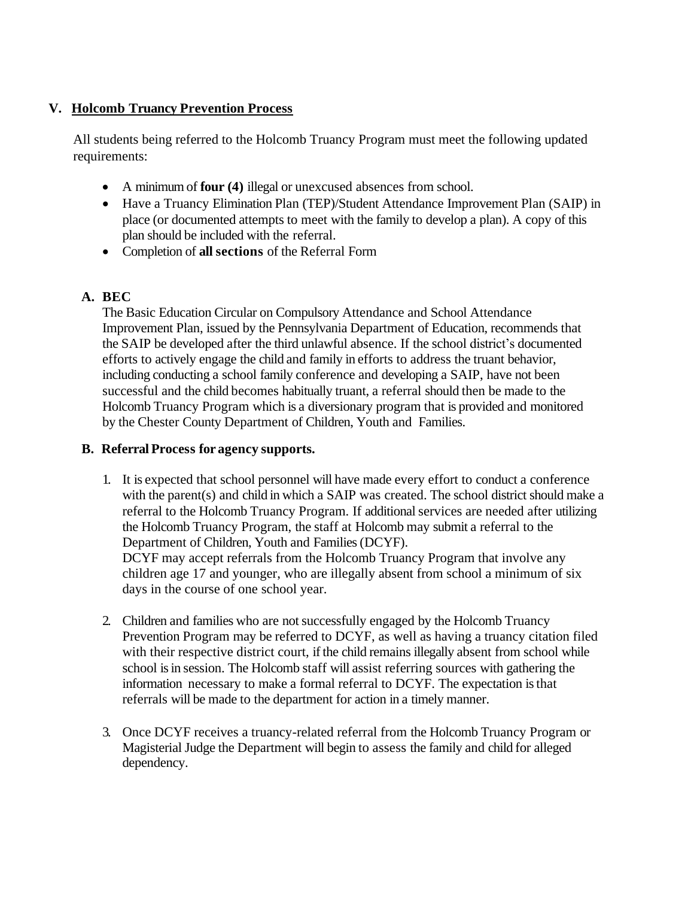## V. Holcomb Truancy Prevention Process

All students being referred to the Holcomb Truancy Program must meet the following updated requirements:

- A minimum of **four (4)** illegal or unexcused absences from school.
- Have a Truancy Elimination Plan (TEP)/Student Attendance Improvement Plan (SAIP) in place (or documented attempts to meet with the family to develop a plan). A copy of this plan should be included with the referral.
- Completion of **all sections** of the Referral Form

### A. BEC

The Basic Education Circular on Compulsory Attendance and School Attendance Improvement Plan, issued by the Pennsylvania Department of Education, recommends that the SAIP be developed after the third unlawful absence. If the school district's documented efforts to actively engage the child and family in efforts to address the truant behavior, including conducting a school family conference and developing a SAIP, have not been successful and the child becomes habitually truant, a referral should then be made to the Holcomb Truancy Program which is a diversionary program that is provided and monitored by the Chester County Department of Children, Youth and Families.

### B. Referral Process for agency supports.

1. It is expected that school personnel will have made every effort to conduct a conference with the parent(s) and child in which a SAIP was created. The school district should make a referral to the Holcomb Truancy Program. If additional services are needed after utilizing the Holcomb Truancy Program, the staff at Holcomb may submit a referral to the Department of Children, Youth and Families (DCYF).
   DCYF may accept referrals from the Holcomb Truancy Program that involve any children age 17 and younger, who are illegally absent from school a minimum of six days in the course of one school year.

2. Children and families who are not successfully engaged by the Holcomb Truancy Prevention Program may be referred to DCYF, as well as having a truancy citation filed with their respective district court, if the child remains illegally absent from school while school is in session. The Holcomb staff will assist referring sources with gathering the information necessary to make a formal referral to DCYF. The expectation is that referrals will be made to the department for action in a timely manner.

3. Once DCYF receives a truancy-related referral from the Holcomb Truancy Program or Magisterial Judge the Department will begin to assess the family and child for alleged dependency.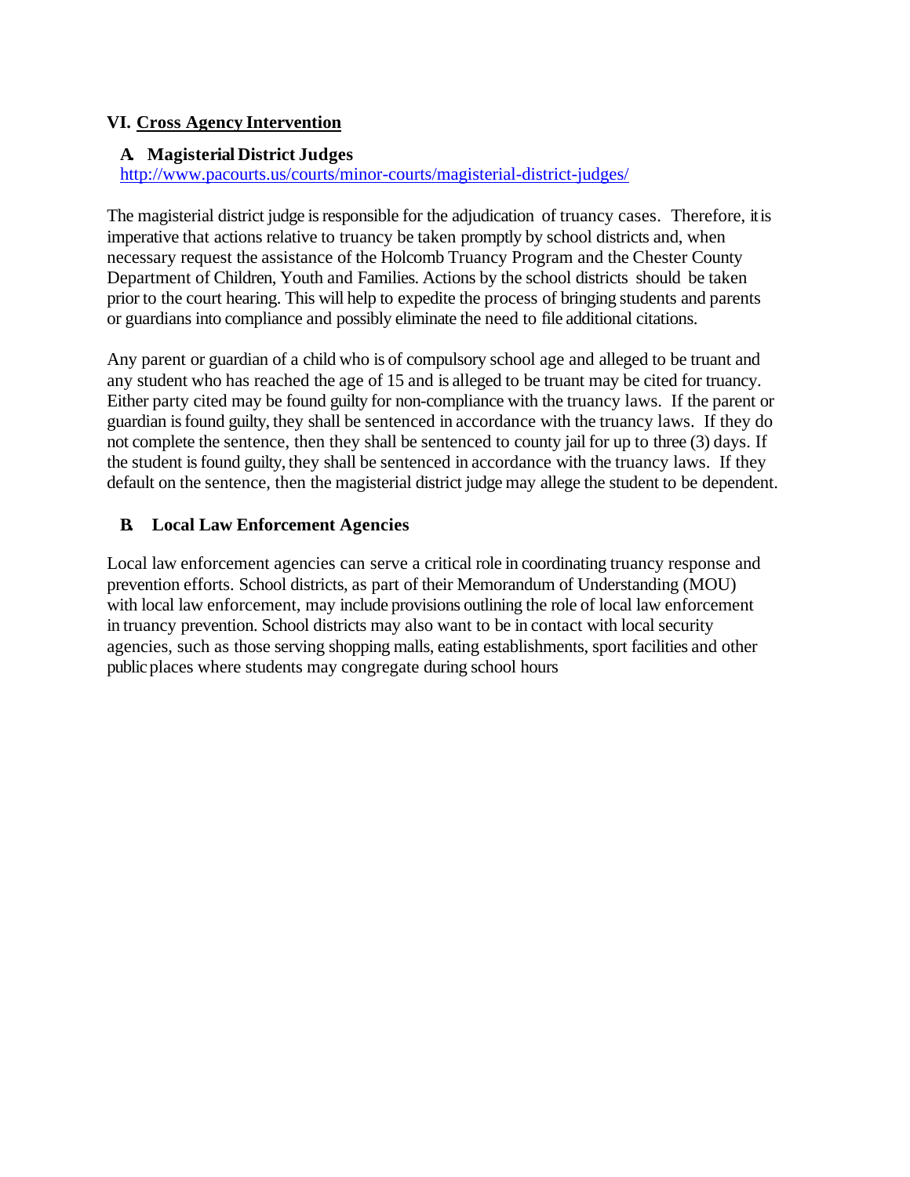## VI. Cross Agency Intervention

### A. Magisterial District Judges

http://www.pacourts.us/courts/minor-courts/magisterial-district-judges/

The magisterial district judge is responsible for the adjudication of truancy cases. Therefore, it is imperative that actions relative to truancy be taken promptly by school districts and, when necessary request the assistance of the Holcomb Truancy Program and the Chester County Department of Children, Youth and Families. Actions by the school districts should be taken prior to the court hearing. This will help to expedite the process of bringing students and parents or guardians into compliance and possibly eliminate the need to file additional citations.

Any parent or guardian of a child who is of compulsory school age and alleged to be truant and any student who has reached the age of 15 and is alleged to be truant may be cited for truancy. Either party cited may be found guilty for non-compliance with the truancy laws. If the parent or guardian is found guilty, they shall be sentenced in accordance with the truancy laws. If they do not complete the sentence, then they shall be sentenced to county jail for up to three (3) days. If the student is found guilty, they shall be sentenced in accordance with the truancy laws. If they default on the sentence, then the magisterial district judge may allege the student to be dependent.

### B. Local Law Enforcement Agencies

Local law enforcement agencies can serve a critical role in coordinating truancy response and prevention efforts. School districts, as part of their Memorandum of Understanding (MOU) with local law enforcement, may include provisions outlining the role of local law enforcement in truancy prevention. School districts may also want to be in contact with local security agencies, such as those serving shopping malls, eating establishments, sport facilities and other public places where students may congregate during school hours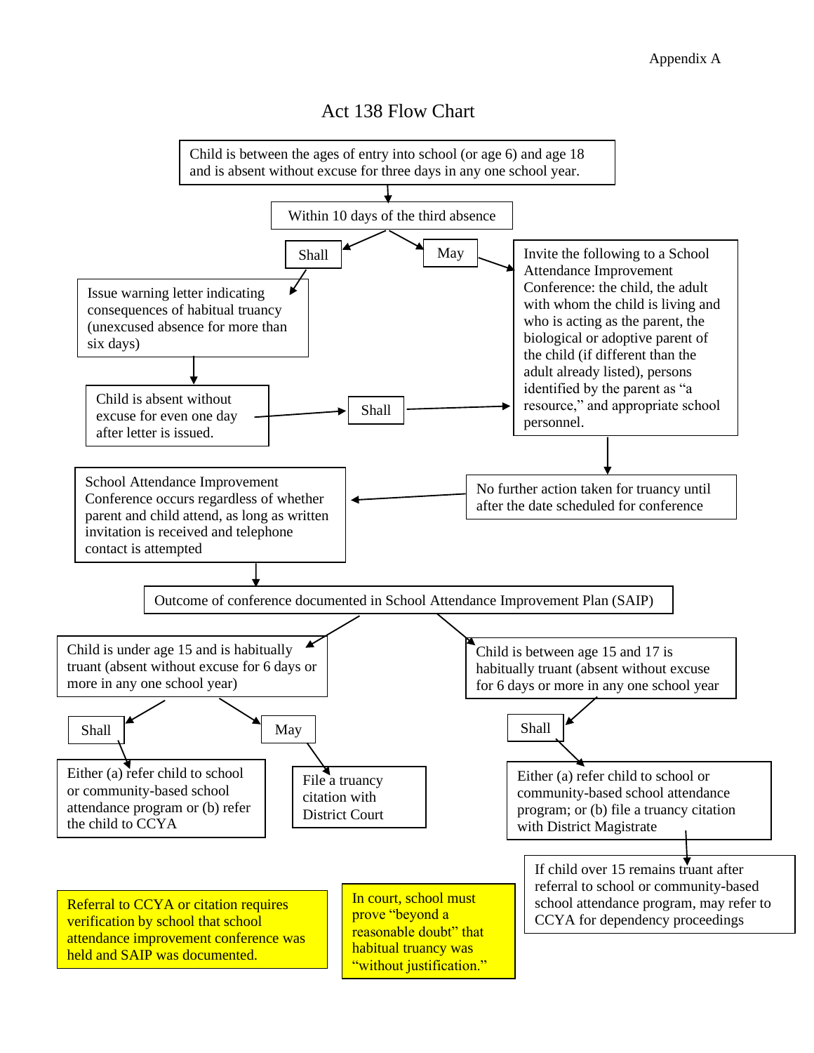Appendix A

# Act 138 Flow Chart

Child is between the ages of entry into school (or age 6) and age 18 and is absent without excuse for three days in any one school year.

Within 10 days of the third absence

Shall

May

Issue warning letter indicating consequences of habitual truancy (unexcused absence for more than six days)

Invite the following to a School Attendance Improvement Conference: the child, the adult with whom the child is living and who is acting as the parent, the biological or adoptive parent of the child (if different than the adult already listed), persons identified by the parent as "a resource," and appropriate school personnel.

Child is absent without excuse for even one day after letter is issued.

Shall

No further action taken for truancy until after the date scheduled for conference

School Attendance Improvement Conference occurs regardless of whether parent and child attend, as long as written invitation is received and telephone contact is attempted

Outcome of conference documented in School Attendance Improvement Plan (SAIP)

Child is under age 15 and is habitually truant (absent without excuse for 6 days or more in any one school year)

Child is between age 15 and 17 is habitually truant (absent without excuse for 6 days or more in any one school year

Shall

May

Shall

Either (a) refer child to school or community-based school attendance program or (b) refer the child to CCYA

File a truancy citation with District Court

Either (a) refer child to school or community-based school attendance program; or (b) file a truancy citation with District Magistrate

If child over 15 remains truant after referral to school or community-based school attendance program, may refer to CCYA for dependency proceedings

Referral to CCYA or citation requires verification by school that school attendance improvement conference was held and SAIP was documented.

In court, school must prove "beyond a reasonable doubt" that habitual truancy was "without justification."